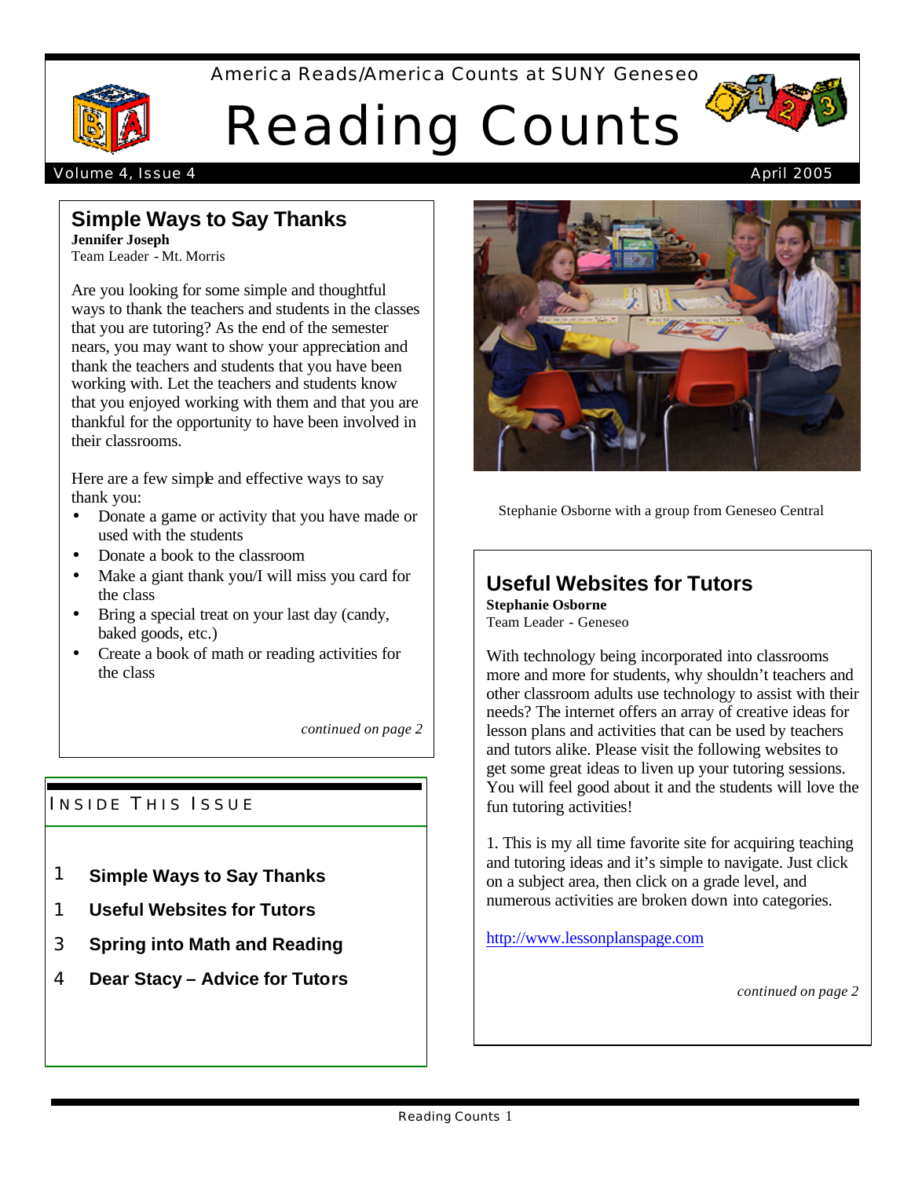America Reads/America Counts at SUNY Geneseo

# Reading Counts

Volume 4, Issue 4 — April 2005

## Simple Ways to Say Thanks

**Jennifer Joseph**
Team Leader - Mt. Morris

Are you looking for some simple and thoughtful ways to thank the teachers and students in the classes that you are tutoring? As the end of the semester nears, you may want to show your appreciation and thank the teachers and students that you have been working with. Let the teachers and students know that you enjoyed working with them and that you are thankful for the opportunity to have been involved in their classrooms.

Here are a few simple and effective ways to say thank you:

- Donate a game or activity that you have made or used with the students
- Donate a book to the classroom
- Make a giant thank you/I will miss you card for the class
- Bring a special treat on your last day (candy, baked goods, etc.)
- Create a book of math or reading activities for the class

*continued on page 2*

### Inside This Issue

1 **Simple Ways to Say Thanks**
1 **Useful Websites for Tutors**
3 **Spring into Math and Reading**
4 **Dear Stacy – Advice for Tutors**

Stephanie Osborne with a group from Geneseo Central

## Useful Websites for Tutors

**Stephanie Osborne**
Team Leader - Geneseo

With technology being incorporated into classrooms more and more for students, why shouldn't teachers and other classroom adults use technology to assist with their needs? The internet offers an array of creative ideas for lesson plans and activities that can be used by teachers and tutors alike. Please visit the following websites to get some great ideas to liven up your tutoring sessions. You will feel good about it and the students will love the fun tutoring activities!

1. This is my all time favorite site for acquiring teaching and tutoring ideas and it's simple to navigate. Just click on a subject area, then click on a grade level, and numerous activities are broken down into categories.

http://www.lessonplanspage.com

*continued on page 2*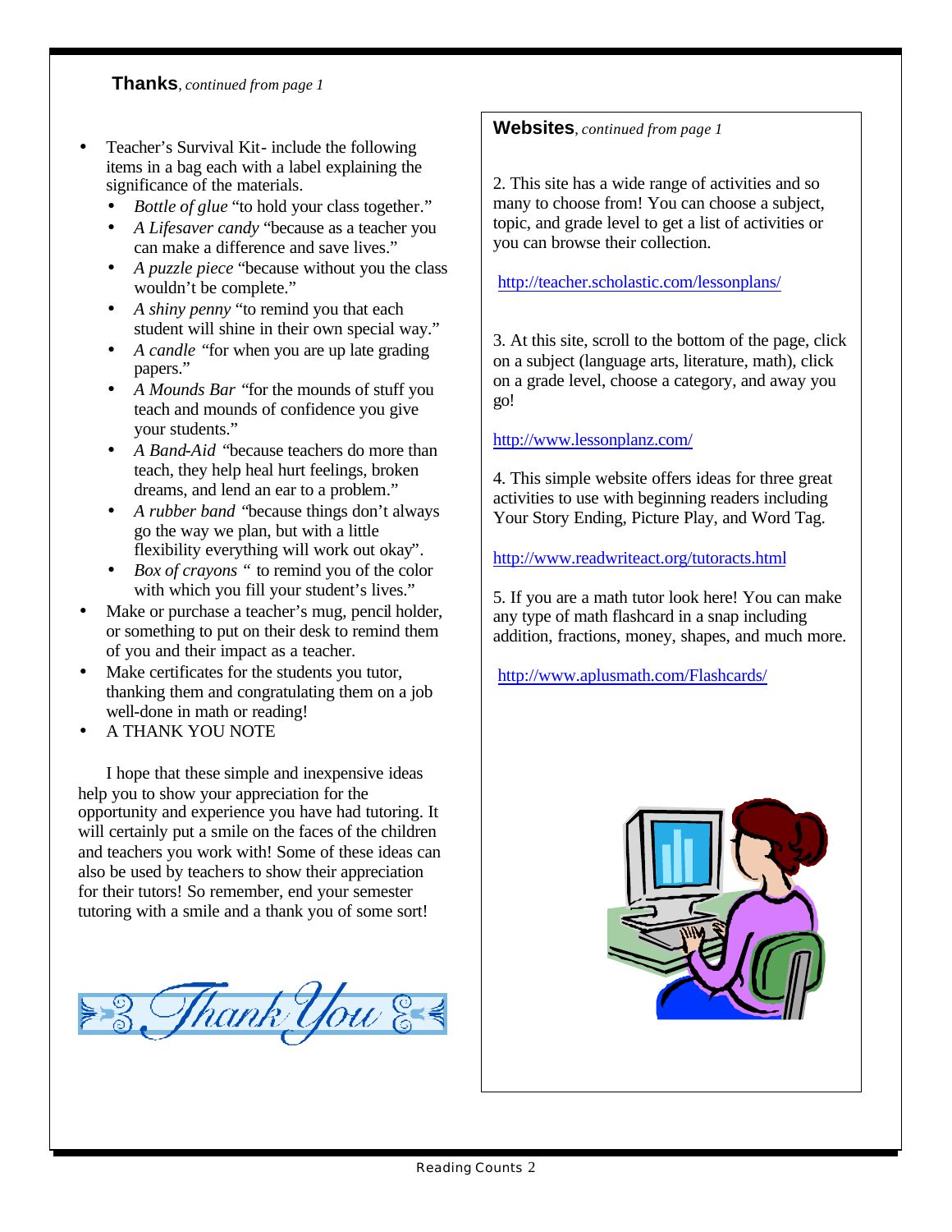**Thanks**, *continued from page 1*

- Teacher's Survival Kit- include the following items in a bag each with a label explaining the significance of the materials.
  - *Bottle of glue* "to hold your class together."
  - *A Lifesaver candy* "because as a teacher you can make a difference and save lives."
  - *A puzzle piece* "because without you the class wouldn't be complete."
  - *A shiny penny* "to remind you that each student will shine in their own special way."
  - *A candle* "for when you are up late grading papers."
  - *A Mounds Bar* "for the mounds of stuff you teach and mounds of confidence you give your students."
  - *A Band-Aid* "because teachers do more than teach, they help heal hurt feelings, broken dreams, and lend an ear to a problem."
  - *A rubber band* "because things don't always go the way we plan, but with a little flexibility everything will work out okay".
  - *Box of crayons* " to remind you of the color with which you fill your student's lives."
- Make or purchase a teacher's mug, pencil holder, or something to put on their desk to remind them of you and their impact as a teacher.
- Make certificates for the students you tutor, thanking them and congratulating them on a job well-done in math or reading!
- A THANK YOU NOTE

I hope that these simple and inexpensive ideas help you to show your appreciation for the opportunity and experience you have had tutoring. It will certainly put a smile on the faces of the children and teachers you work with! Some of these ideas can also be used by teachers to show their appreciation for their tutors! So remember, end your semester tutoring with a smile and a thank you of some sort!

**Websites**, *continued from page 1*

2. This site has a wide range of activities and so many to choose from! You can choose a subject, topic, and grade level to get a list of activities or you can browse their collection.

http://teacher.scholastic.com/lessonplans/

3. At this site, scroll to the bottom of the page, click on a subject (language arts, literature, math), click on a grade level, choose a category, and away you go!

http://www.lessonplanz.com/

4. This simple website offers ideas for three great activities to use with beginning readers including Your Story Ending, Picture Play, and Word Tag.

http://www.readwriteact.org/tutoracts.html

5. If you are a math tutor look here! You can make any type of math flashcard in a snap including addition, fractions, money, shapes, and much more.

http://www.aplusmath.com/Flashcards/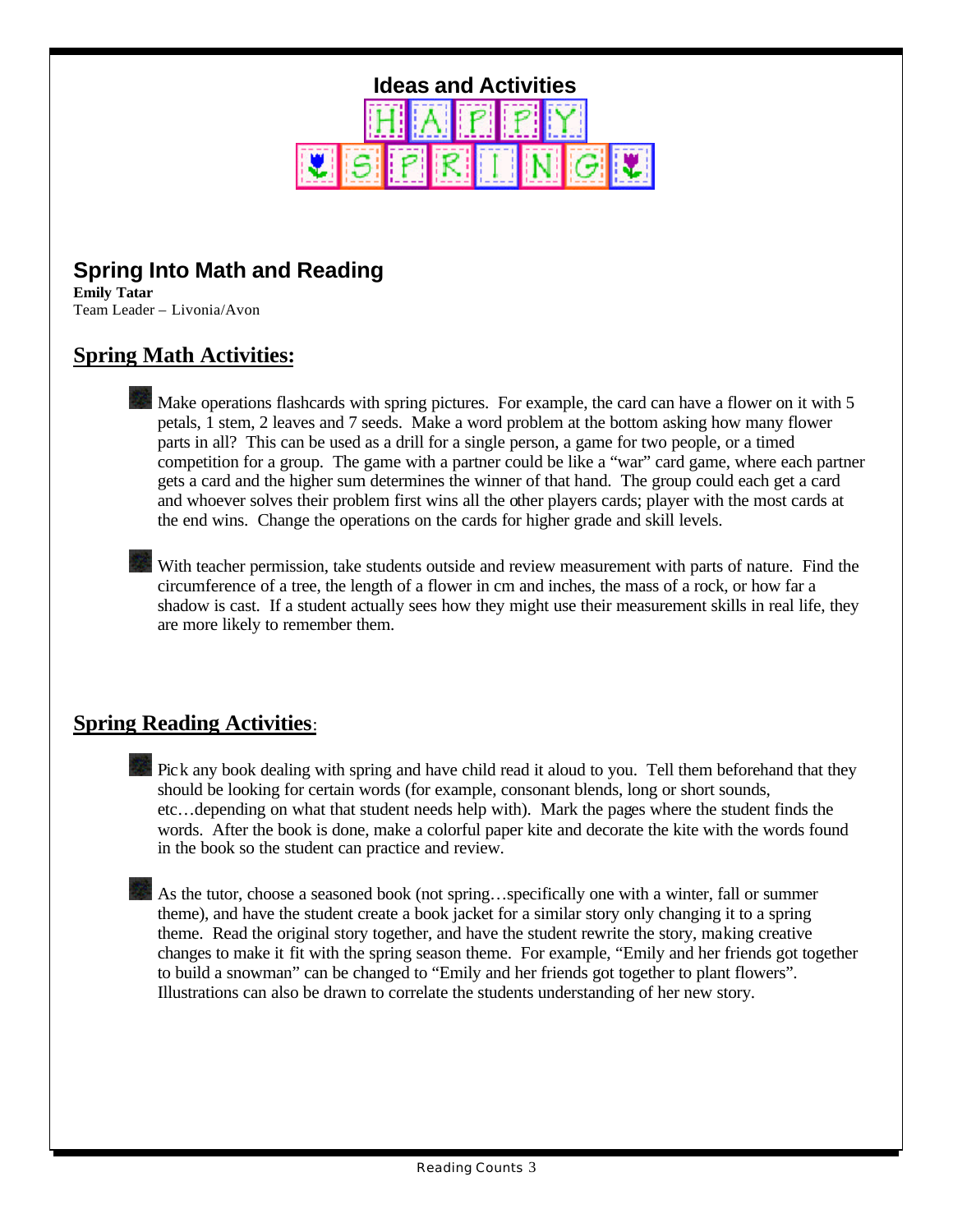# Ideas and Activities

HAPPY SPRING

## Spring Into Math and Reading

**Emily Tatar**
Team Leader – Livonia/Avon

### Spring Math Activities:

- Make operations flashcards with spring pictures. For example, the card can have a flower on it with 5 petals, 1 stem, 2 leaves and 7 seeds. Make a word problem at the bottom asking how many flower parts in all? This can be used as a drill for a single person, a game for two people, or a timed competition for a group. The game with a partner could be like a "war" card game, where each partner gets a card and the higher sum determines the winner of that hand. The group could each get a card and whoever solves their problem first wins all the other players cards; player with the most cards at the end wins. Change the operations on the cards for higher grade and skill levels.

- With teacher permission, take students outside and review measurement with parts of nature. Find the circumference of a tree, the length of a flower in cm and inches, the mass of a rock, or how far a shadow is cast. If a student actually sees how they might use their measurement skills in real life, they are more likely to remember them.

### Spring Reading Activities:

- Pick any book dealing with spring and have child read it aloud to you. Tell them beforehand that they should be looking for certain words (for example, consonant blends, long or short sounds, etc…depending on what that student needs help with). Mark the pages where the student finds the words. After the book is done, make a colorful paper kite and decorate the kite with the words found in the book so the student can practice and review.

- As the tutor, choose a seasoned book (not spring…specifically one with a winter, fall or summer theme), and have the student create a book jacket for a similar story only changing it to a spring theme. Read the original story together, and have the student rewrite the story, making creative changes to make it fit with the spring season theme. For example, "Emily and her friends got together to build a snowman" can be changed to "Emily and her friends got together to plant flowers". Illustrations can also be drawn to correlate the students understanding of her new story.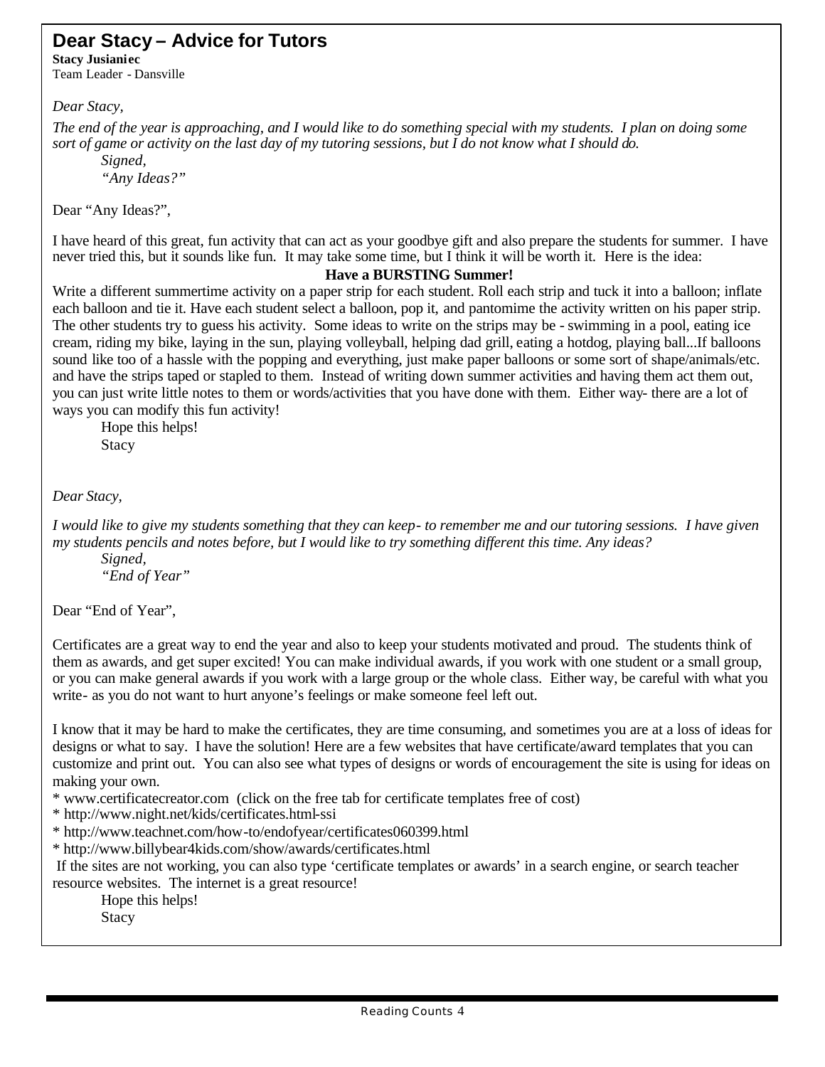# Dear Stacy – Advice for Tutors

**Stacy Jusianiec**
Team Leader - Dansville

*Dear Stacy,*

*The end of the year is approaching, and I would like to do something special with my students. I plan on doing some sort of game or activity on the last day of my tutoring sessions, but I do not know what I should do.*

*Signed,*
*"Any Ideas?"*

Dear "Any Ideas?",

I have heard of this great, fun activity that can act as your goodbye gift and also prepare the students for summer. I have never tried this, but it sounds like fun. It may take some time, but I think it will be worth it. Here is the idea:

**Have a BURSTING Summer!**

Write a different summertime activity on a paper strip for each student. Roll each strip and tuck it into a balloon; inflate each balloon and tie it. Have each student select a balloon, pop it, and pantomime the activity written on his paper strip. The other students try to guess his activity. Some ideas to write on the strips may be - swimming in a pool, eating ice cream, riding my bike, laying in the sun, playing volleyball, helping dad grill, eating a hotdog, playing ball...If balloons sound like too of a hassle with the popping and everything, just make paper balloons or some sort of shape/animals/etc. and have the strips taped or stapled to them. Instead of writing down summer activities and having them act them out, you can just write little notes to them or words/activities that you have done with them. Either way- there are a lot of ways you can modify this fun activity!

Hope this helps!
Stacy

*Dear Stacy,*

*I would like to give my students something that they can keep- to remember me and our tutoring sessions. I have given my students pencils and notes before, but I would like to try something different this time. Any ideas?*

*Signed,*
*"End of Year"*

Dear "End of Year",

Certificates are a great way to end the year and also to keep your students motivated and proud. The students think of them as awards, and get super excited! You can make individual awards, if you work with one student or a small group, or you can make general awards if you work with a large group or the whole class. Either way, be careful with what you write- as you do not want to hurt anyone's feelings or make someone feel left out.

I know that it may be hard to make the certificates, they are time consuming, and sometimes you are at a loss of ideas for designs or what to say. I have the solution! Here are a few websites that have certificate/award templates that you can customize and print out. You can also see what types of designs or words of encouragement the site is using for ideas on making your own.

* www.certificatecreator.com (click on the free tab for certificate templates free of cost)
* http://www.night.net/kids/certificates.html-ssi
* http://www.teachnet.com/how-to/endofyear/certificates060399.html
* http://www.billybear4kids.com/show/awards/certificates.html

If the sites are not working, you can also type 'certificate templates or awards' in a search engine, or search teacher resource websites. The internet is a great resource!

Hope this helps!
Stacy